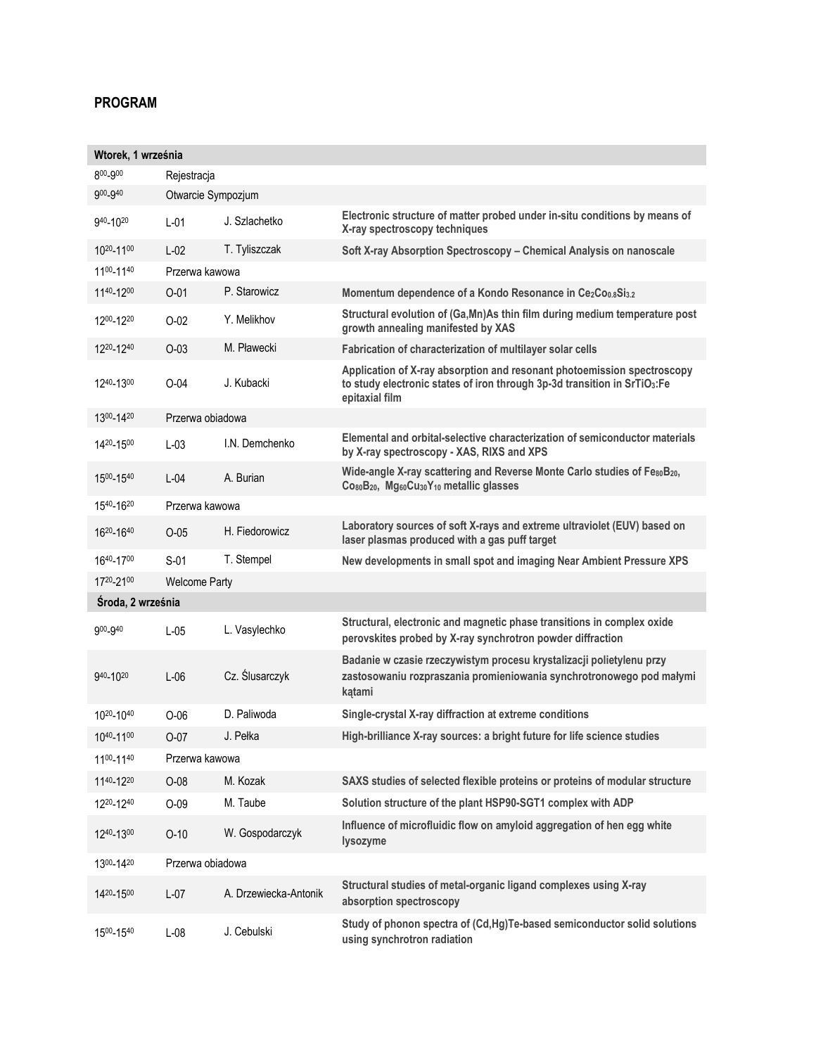## PROGRAM

| Wtorek, 1 września | | | |
|---|---|---|---|
| $8^{00}$-$9^{00}$ | Rejestracja | | |
| $9^{00}$-$9^{40}$ | Otwarcie Sympozjum | | |
| $9^{40}$-$10^{20}$ | L-01 | J. Szlachetko | **Electronic structure of matter probed under in-situ conditions by means of X-ray spectroscopy techniques** |
| $10^{20}$-$11^{00}$ | L-02 | T. Tyliszczak | **Soft X-ray Absorption Spectroscopy – Chemical Analysis on nanoscale** |
| $11^{00}$-$11^{40}$ | Przerwa kawowa | | |
| $11^{40}$-$12^{00}$ | O-01 | P. Starowicz | **Momentum dependence of a Kondo Resonance in $Ce_2Co_{0.8}Si_{3.2}$** |
| $12^{00}$-$12^{20}$ | O-02 | Y. Melikhov | **Structural evolution of (Ga,Mn)As thin film during medium temperature post growth annealing manifested by XAS** |
| $12^{20}$-$12^{40}$ | O-03 | M. Pławecki | **Fabrication of characterization of multilayer solar cells** |
| $12^{40}$-$13^{00}$ | O-04 | J. Kubacki | **Application of X-ray absorption and resonant photoemission spectroscopy to study electronic states of iron through 3p-3d transition in $SrTiO_3$:Fe epitaxial film** |
| $13^{00}$-$14^{20}$ | Przerwa obiadowa | | |
| $14^{20}$-$15^{00}$ | L-03 | I.N. Demchenko | **Elemental and orbital-selective characterization of semiconductor materials by X-ray spectroscopy - XAS, RIXS and XPS** |
| $15^{00}$-$15^{40}$ | L-04 | A. Burian | **Wide-angle X-ray scattering and Reverse Monte Carlo studies of $Fe_{80}B_{20}$, $Co_{80}B_{20}$, $Mg_{60}Cu_{30}Y_{10}$ metallic glasses** |
| $15^{40}$-$16^{20}$ | Przerwa kawowa | | |
| $16^{20}$-$16^{40}$ | O-05 | H. Fiedorowicz | **Laboratory sources of soft X-rays and extreme ultraviolet (EUV) based on laser plasmas produced with a gas puff target** |
| $16^{40}$-$17^{00}$ | S-01 | T. Stempel | **New developments in small spot and imaging Near Ambient Pressure XPS** |
| $17^{20}$-$21^{00}$ | Welcome Party | | |
| **Środa, 2 września** | | | |
| $9^{00}$-$9^{40}$ | L-05 | L. Vasylechko | **Structural, electronic and magnetic phase transitions in complex oxide perovskites probed by X-ray synchrotron powder diffraction** |
| $9^{40}$-$10^{20}$ | L-06 | Cz. Ślusarczyk | **Badanie w czasie rzeczywistym procesu krystalizacji polietylenu przy zastosowaniu rozpraszania promieniowania synchrotronowego pod małymi kątami** |
| $10^{20}$-$10^{40}$ | O-06 | D. Paliwoda | **Single-crystal X-ray diffraction at extreme conditions** |
| $10^{40}$-$11^{00}$ | O-07 | J. Pełka | **High-brilliance X-ray sources: a bright future for life science studies** |
| $11^{00}$-$11^{40}$ | Przerwa kawowa | | |
| $11^{40}$-$12^{20}$ | O-08 | M. Kozak | **SAXS studies of selected flexible proteins or proteins of modular structure** |
| $12^{20}$-$12^{40}$ | O-09 | M. Taube | **Solution structure of the plant HSP90-SGT1 complex with ADP** |
| $12^{40}$-$13^{00}$ | O-10 | W. Gospodarczyk | **Influence of microfluidic flow on amyloid aggregation of hen egg white lysozyme** |
| $13^{00}$-$14^{20}$ | Przerwa obiadowa | | |
| $14^{20}$-$15^{00}$ | L-07 | A. Drzewiecka-Antonik | **Structural studies of metal-organic ligand complexes using X-ray absorption spectroscopy** |
| $15^{00}$-$15^{40}$ | L-08 | J. Cebulski | **Study of phonon spectra of (Cd,Hg)Te-based semiconductor solid solutions using synchrotron radiation** |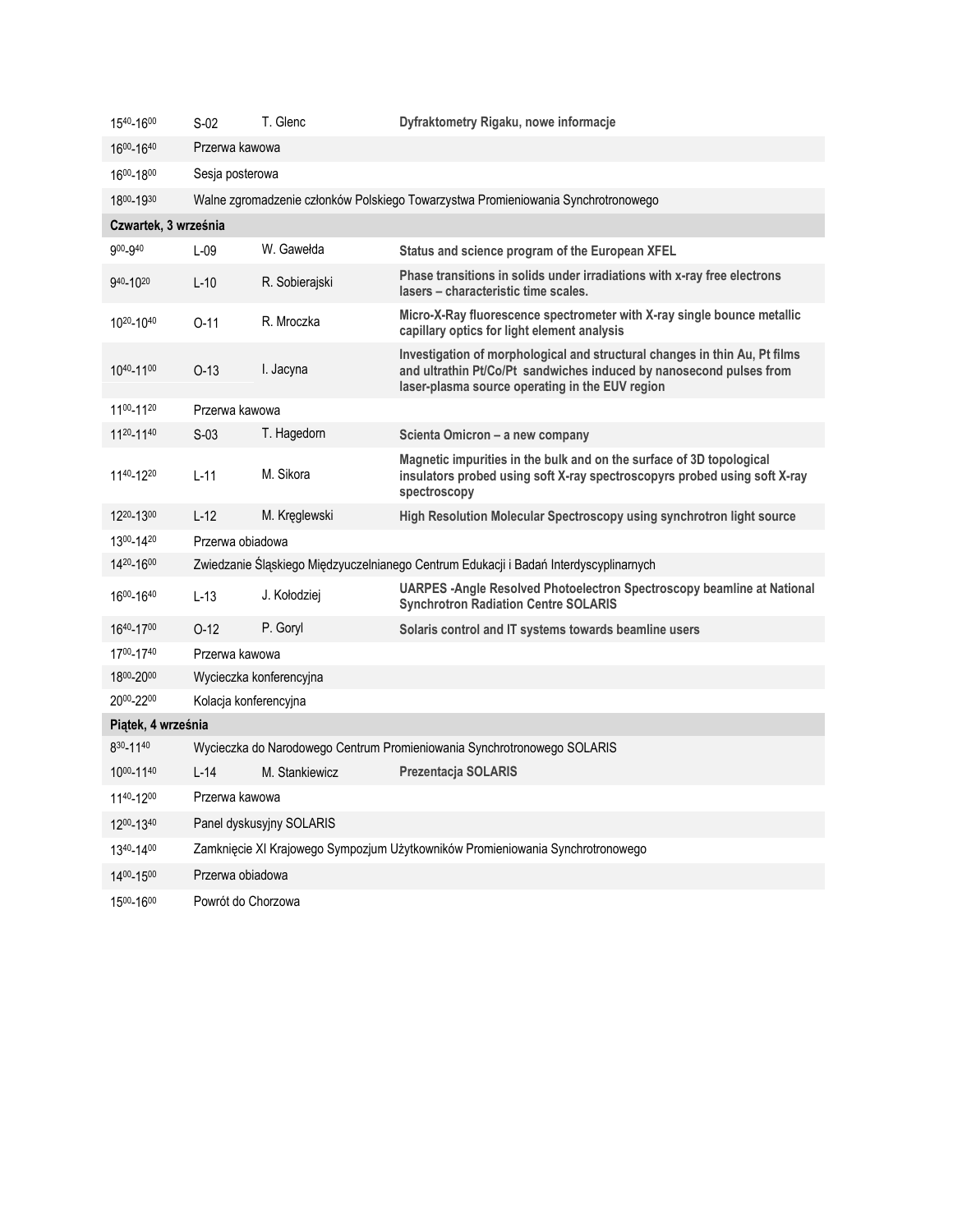| | | | |
|---|---|---|---|
| $15^{40}$-$16^{00}$ | S-02 | T. Glenc | **Dyfraktometry Rigaku, nowe informacje** |
| $16^{00}$-$16^{40}$ | Przerwa kawowa | | |
| $16^{00}$-$18^{00}$ | Sesja posterowa | | |
| $18^{00}$-$19^{30}$ | Walne zgromadzenie członków Polskiego Towarzystwa Promieniowania Synchrotronowego | | |
| **Czwartek, 3 września** | | | |
| $9^{00}$-$9^{40}$ | L-09 | W. Gawełda | **Status and science program of the European XFEL** |
| $9^{40}$-$10^{20}$ | L-10 | R. Sobierajski | **Phase transitions in solids under irradiations with x-ray free electrons lasers – characteristic time scales.** |
| $10^{20}$-$10^{40}$ | O-11 | R. Mroczka | **Micro-X-Ray fluorescence spectrometer with X-ray single bounce metallic capillary optics for light element analysis** |
| $10^{40}$-$11^{00}$ | O-13 | I. Jacyna | **Investigation of morphological and structural changes in thin Au, Pt films and ultrathin Pt/Co/Pt sandwiches induced by nanosecond pulses from laser-plasma source operating in the EUV region** |
| $11^{00}$-$11^{20}$ | Przerwa kawowa | | |
| $11^{20}$-$11^{40}$ | S-03 | T. Hagedorn | **Scienta Omicron – a new company** |
| $11^{40}$-$12^{20}$ | L-11 | M. Sikora | **Magnetic impurities in the bulk and on the surface of 3D topological insulators probed using soft X-ray spectroscopyrs probed using soft X-ray spectroscopy** |
| $12^{20}$-$13^{00}$ | L-12 | M. Kręglewski | **High Resolution Molecular Spectroscopy using synchrotron light source** |
| $13^{00}$-$14^{20}$ | Przerwa obiadowa | | |
| $14^{20}$-$16^{00}$ | Zwiedzanie Śląskiego Międzyuczelnianego Centrum Edukacji i Badań Interdyscyplinarnych | | |
| $16^{00}$-$16^{40}$ | L-13 | J. Kołodziej | **UARPES -Angle Resolved Photoelectron Spectroscopy beamline at National Synchrotron Radiation Centre SOLARIS** |
| $16^{40}$-$17^{00}$ | O-12 | P. Goryl | **Solaris control and IT systems towards beamline users** |
| $17^{00}$-$17^{40}$ | Przerwa kawowa | | |
| $18^{00}$-$20^{00}$ | Wycieczka konferencyjna | | |
| $20^{00}$-$22^{00}$ | Kolacja konferencyjna | | |
| **Piątek, 4 września** | | | |
| $8^{30}$-$11^{40}$ | Wycieczka do Narodowego Centrum Promieniowania Synchrotronowego SOLARIS | | |
| $10^{00}$-$11^{40}$ | L-14 | M. Stankiewicz | **Prezentacja SOLARIS** |
| $11^{40}$-$12^{00}$ | Przerwa kawowa | | |
| $12^{00}$-$13^{40}$ | Panel dyskusyjny SOLARIS | | |
| $13^{40}$-$14^{00}$ | Zamknięcie XI Krajowego Sympozjum Użytkowników Promieniowania Synchrotronowego | | |
| $14^{00}$-$15^{00}$ | Przerwa obiadowa | | |
| $15^{00}$-$16^{00}$ | Powrót do Chorzowa | | |